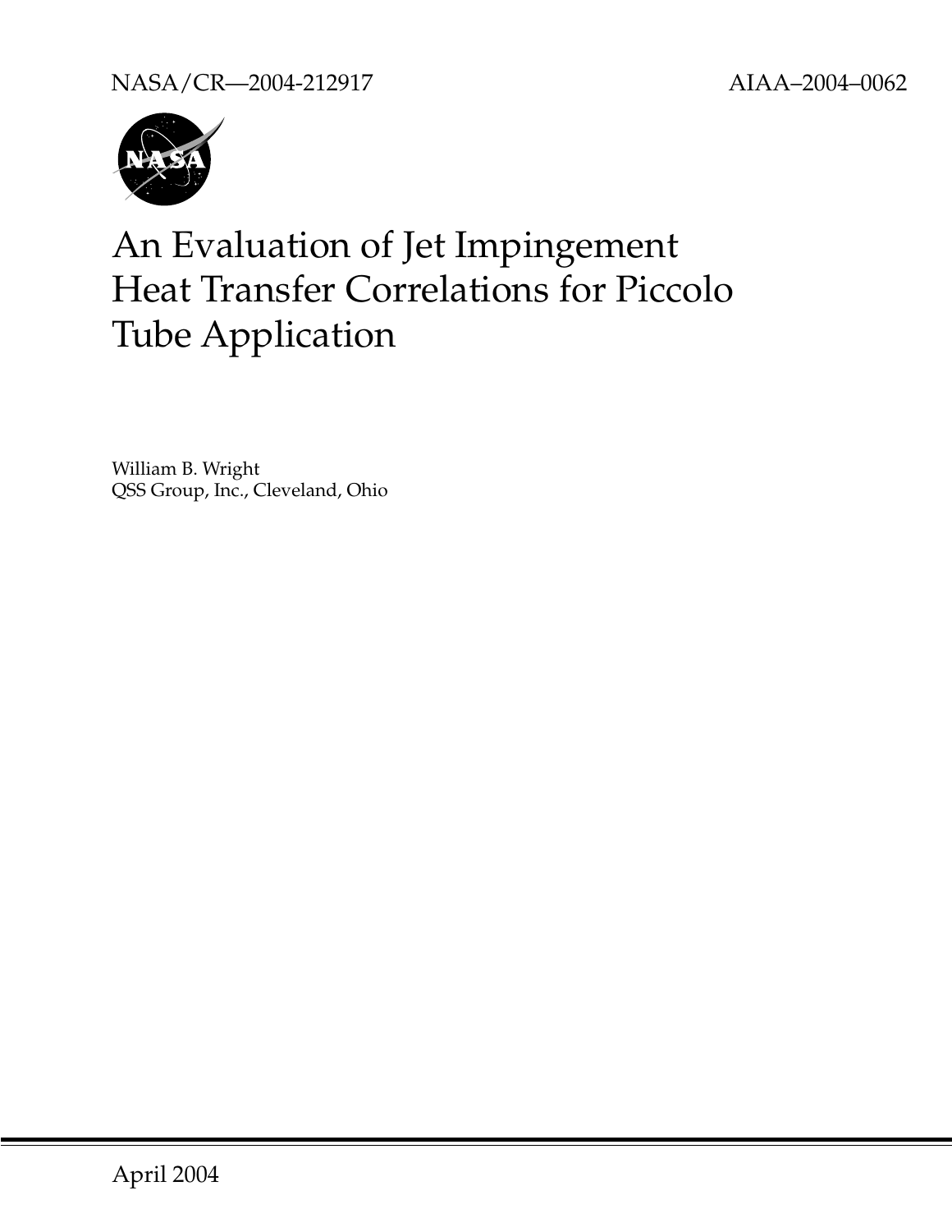NASA/CR—2004-212917 AIAA–2004–0062

# An Evaluation of Jet Impingement Heat Transfer Correlations for Piccolo Tube Application

William B. Wright
QSS Group, Inc., Cleveland, Ohio

April 2004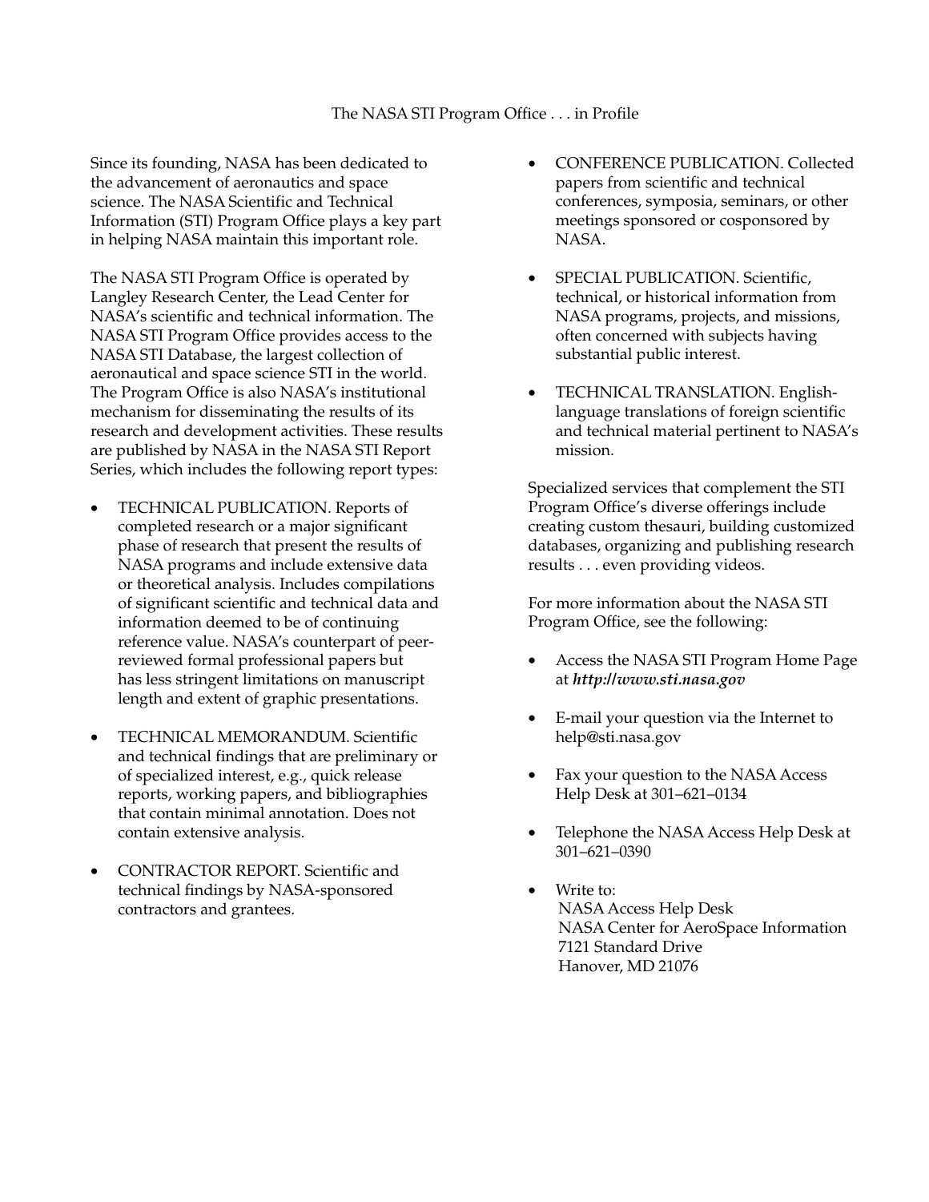# The NASA STI Program Office . . . in Profile

Since its founding, NASA has been dedicated to the advancement of aeronautics and space science. The NASA Scientific and Technical Information (STI) Program Office plays a key part in helping NASA maintain this important role.

The NASA STI Program Office is operated by Langley Research Center, the Lead Center for NASA's scientific and technical information. The NASA STI Program Office provides access to the NASA STI Database, the largest collection of aeronautical and space science STI in the world. The Program Office is also NASA's institutional mechanism for disseminating the results of its research and development activities. These results are published by NASA in the NASA STI Report Series, which includes the following report types:

- TECHNICAL PUBLICATION. Reports of completed research or a major significant phase of research that present the results of NASA programs and include extensive data or theoretical analysis. Includes compilations of significant scientific and technical data and information deemed to be of continuing reference value. NASA's counterpart of peer-reviewed formal professional papers but has less stringent limitations on manuscript length and extent of graphic presentations.
- TECHNICAL MEMORANDUM. Scientific and technical findings that are preliminary or of specialized interest, e.g., quick release reports, working papers, and bibliographies that contain minimal annotation. Does not contain extensive analysis.
- CONTRACTOR REPORT. Scientific and technical findings by NASA-sponsored contractors and grantees.
- CONFERENCE PUBLICATION. Collected papers from scientific and technical conferences, symposia, seminars, or other meetings sponsored or cosponsored by NASA.
- SPECIAL PUBLICATION. Scientific, technical, or historical information from NASA programs, projects, and missions, often concerned with subjects having substantial public interest.
- TECHNICAL TRANSLATION. English-language translations of foreign scientific and technical material pertinent to NASA's mission.

Specialized services that complement the STI Program Office's diverse offerings include creating custom thesauri, building customized databases, organizing and publishing research results . . . even providing videos.

For more information about the NASA STI Program Office, see the following:

- Access the NASA STI Program Home Page at ***http://www.sti.nasa.gov***
- E-mail your question via the Internet to help@sti.nasa.gov
- Fax your question to the NASA Access Help Desk at 301–621–0134
- Telephone the NASA Access Help Desk at 301–621–0390
- Write to:
  NASA Access Help Desk
  NASA Center for AeroSpace Information
  7121 Standard Drive
  Hanover, MD 21076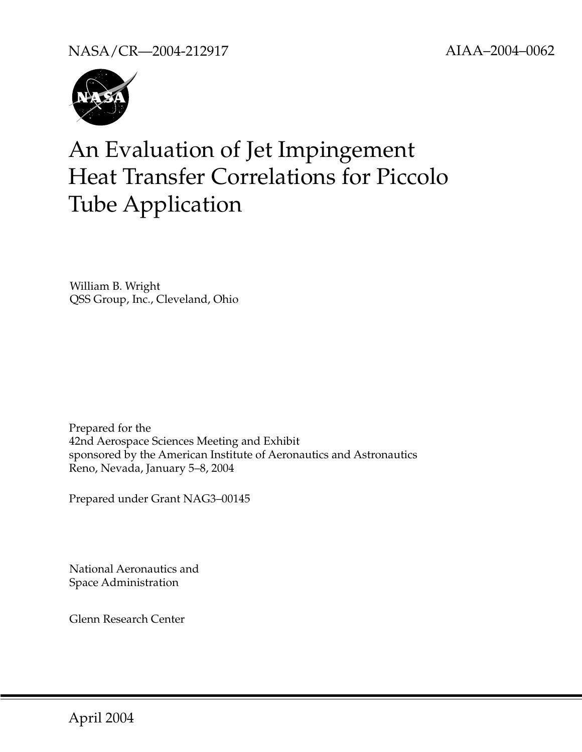NASA/CR—2004-212917

AIAA–2004–0062

# An Evaluation of Jet Impingement Heat Transfer Correlations for Piccolo Tube Application

William B. Wright
QSS Group, Inc., Cleveland, Ohio

Prepared for the
42nd Aerospace Sciences Meeting and Exhibit
sponsored by the American Institute of Aeronautics and Astronautics
Reno, Nevada, January 5–8, 2004

Prepared under Grant NAG3–00145

National Aeronautics and
Space Administration

Glenn Research Center

April 2004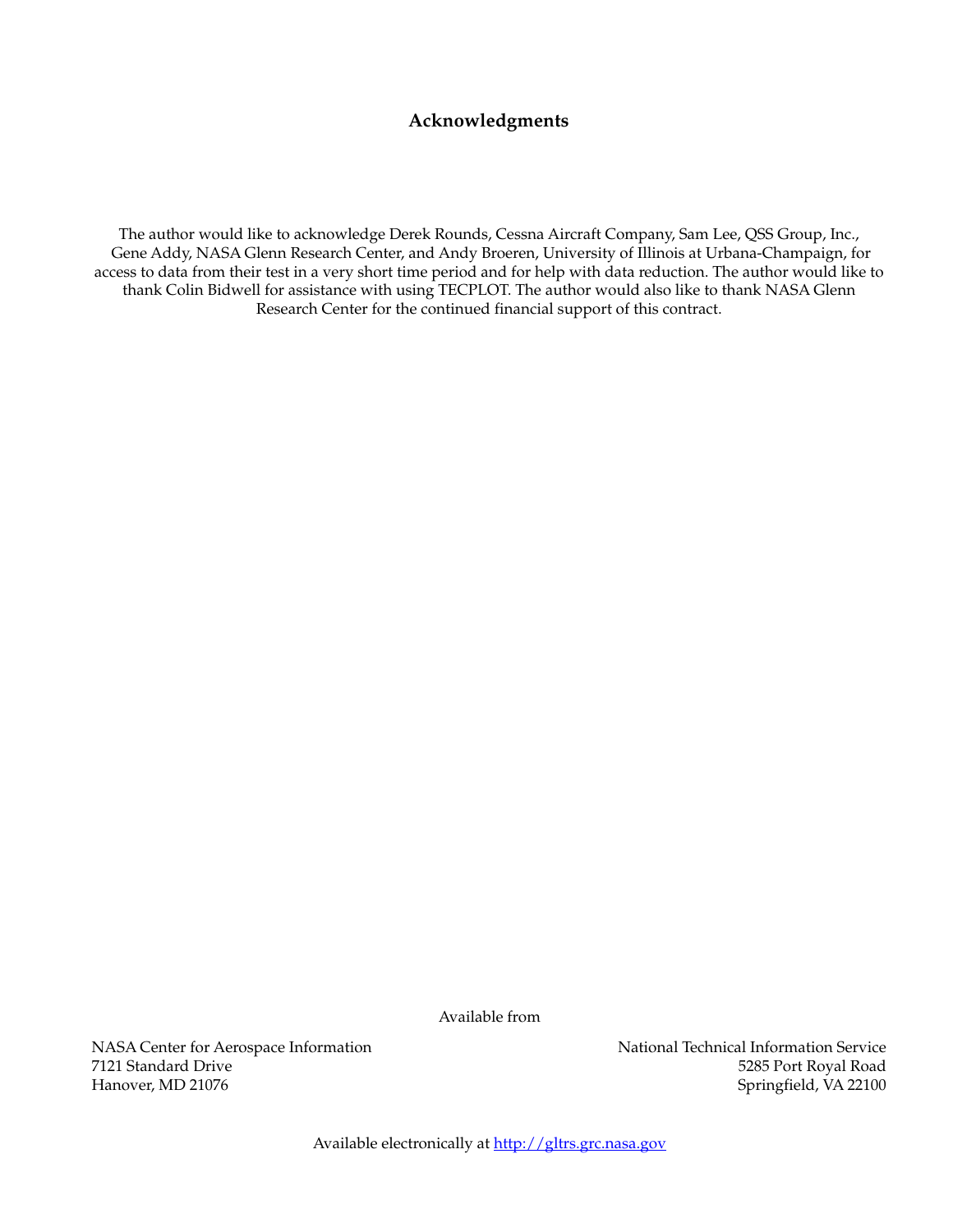## Acknowledgments

The author would like to acknowledge Derek Rounds, Cessna Aircraft Company, Sam Lee, QSS Group, Inc., Gene Addy, NASA Glenn Research Center, and Andy Broeren, University of Illinois at Urbana-Champaign, for access to data from their test in a very short time period and for help with data reduction. The author would like to thank Colin Bidwell for assistance with using TECPLOT. The author would also like to thank NASA Glenn Research Center for the continued financial support of this contract.

Available from

NASA Center for Aerospace Information
7121 Standard Drive
Hanover, MD 21076

National Technical Information Service
5285 Port Royal Road
Springfield, VA 22100

Available electronically at http://gltrs.grc.nasa.gov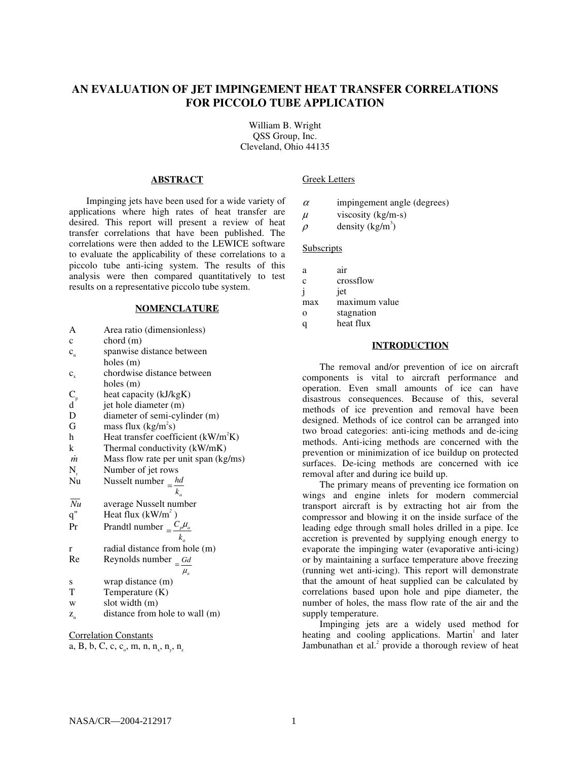# AN EVALUATION OF JET IMPINGEMENT HEAT TRANSFER CORRELATIONS FOR PICCOLO TUBE APPLICATION

William B. Wright
QSS Group, Inc.
Cleveland, Ohio 44135

## ABSTRACT

Impinging jets have been used for a wide variety of applications where high rates of heat transfer are desired. This report will present a review of heat transfer correlations that have been published. The correlations were then added to the LEWICE software to evaluate the applicability of these correlations to a piccolo tube anti-icing system. The results of this analysis were then compared quantitatively to test results on a representative piccolo tube system.

## NOMENCLATURE

| | |
|---|---|
| A | Area ratio (dimensionless) |
| c | chord (m) |
| $c_n$ | spanwise distance between holes (m) |
| $c_x$ | chordwise distance between holes (m) |
| $C_p$ | heat capacity (kJ/kgK) |
| d | jet hole diameter (m) |
| D | diameter of semi-cylinder (m) |
| G | mass flux (kg/m$^2$s) |
| h | Heat transfer coefficient (kW/m$^2$K) |
| k | Thermal conductivity (kW/mK) |
| $\dot{m}$ | Mass flow rate per unit span (kg/ms) |
| $N_r$ | Number of jet rows |
| Nu | Nusselt number $= \frac{hd}{k_a}$ |
| $\overline{Nu}$ | average Nusselt number |
| q" | Heat flux (kW/m$^2$) |
| Pr | Prandtl number $= \frac{C_p \mu_a}{k_a}$ |
| r | radial distance from hole (m) |
| Re | Reynolds number $= \frac{Gd}{\mu_a}$ |
| s | wrap distance (m) |
| T | Temperature (K) |
| w | slot width (m) |
| $z_n$ | distance from hole to wall (m) |

Correlation Constants

a, B, b, C, c, $c_o$, m, n, $n_x$, $n_y$, $n_z$

Greek Letters

| | |
|---|---|
| $\alpha$ | impingement angle (degrees) |
| $\mu$ | viscosity (kg/m-s) |
| $\rho$ | density (kg/m$^3$) |

Subscripts

| | |
|---|---|
| a | air |
| c | crossflow |
| j | jet |
| max | maximum value |
| o | stagnation |
| q | heat flux |

## INTRODUCTION

The removal and/or prevention of ice on aircraft components is vital to aircraft performance and operation. Even small amounts of ice can have disastrous consequences. Because of this, several methods of ice prevention and removal have been designed. Methods of ice control can be arranged into two broad categories: anti-icing methods and de-icing methods. Anti-icing methods are concerned with the prevention or minimization of ice buildup on protected surfaces. De-icing methods are concerned with ice removal after and during ice build up.

The primary means of preventing ice formation on wings and engine inlets for modern commercial transport aircraft is by extracting hot air from the compressor and blowing it on the inside surface of the leading edge through small holes drilled in a pipe. Ice accretion is prevented by supplying enough energy to evaporate the impinging water (evaporative anti-icing) or by maintaining a surface temperature above freezing (running wet anti-icing). This report will demonstrate that the amount of heat supplied can be calculated by correlations based upon hole and pipe diameter, the number of holes, the mass flow rate of the air and the supply temperature.

Impinging jets are a widely used method for heating and cooling applications. Martin[1] and later Jambunathan et al.[2] provide a thorough review of heat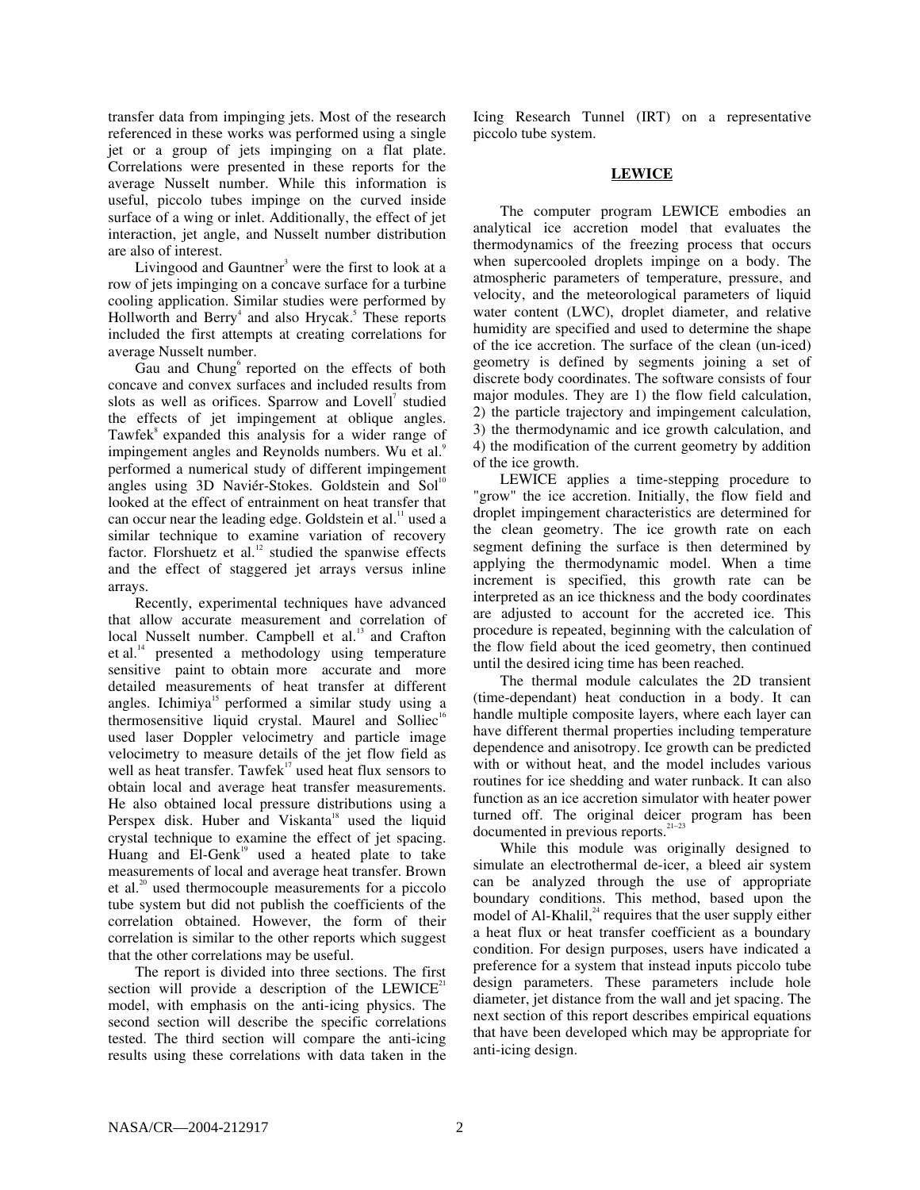transfer data from impinging jets. Most of the research referenced in these works was performed using a single jet or a group of jets impinging on a flat plate. Correlations were presented in these reports for the average Nusselt number. While this information is useful, piccolo tubes impinge on the curved inside surface of a wing or inlet. Additionally, the effect of jet interaction, jet angle, and Nusselt number distribution are also of interest.

Livingood and Gauntner[3] were the first to look at a row of jets impinging on a concave surface for a turbine cooling application. Similar studies were performed by Hollworth and Berry[4] and also Hrycak.[5] These reports included the first attempts at creating correlations for average Nusselt number.

Gau and Chung[6] reported on the effects of both concave and convex surfaces and included results from slots as well as orifices. Sparrow and Lovell[7] studied the effects of jet impingement at oblique angles. Tawfek[8] expanded this analysis for a wider range of impingement angles and Reynolds numbers. Wu et al.[9] performed a numerical study of different impingement angles using 3D Naviér-Stokes. Goldstein and Sol[10] looked at the effect of entrainment on heat transfer that can occur near the leading edge. Goldstein et al.[11] used a similar technique to examine variation of recovery factor. Florshuetz et al.[12] studied the spanwise effects and the effect of staggered jet arrays versus inline arrays.

Recently, experimental techniques have advanced that allow accurate measurement and correlation of local Nusselt number. Campbell et al.[13] and Crafton et al.[14] presented a methodology using temperature sensitive paint to obtain more accurate and more detailed measurements of heat transfer at different angles. Ichimiya[15] performed a similar study using a thermosensitive liquid crystal. Maurel and Solliec[16] used laser Doppler velocimetry and particle image velocimetry to measure details of the jet flow field as well as heat transfer. Tawfek[17] used heat flux sensors to obtain local and average heat transfer measurements. He also obtained local pressure distributions using a Perspex disk. Huber and Viskanta[18] used the liquid crystal technique to examine the effect of jet spacing. Huang and El-Genk[19] used a heated plate to take measurements of local and average heat transfer. Brown et al.[20] used thermocouple measurements for a piccolo tube system but did not publish the coefficients of the correlation obtained. However, the form of their correlation is similar to the other reports which suggest that the other correlations may be useful.

The report is divided into three sections. The first section will provide a description of the LEWICE[21] model, with emphasis on the anti-icing physics. The second section will describe the specific correlations tested. The third section will compare the anti-icing results using these correlations with data taken in the Icing Research Tunnel (IRT) on a representative piccolo tube system.

## LEWICE

The computer program LEWICE embodies an analytical ice accretion model that evaluates the thermodynamics of the freezing process that occurs when supercooled droplets impinge on a body. The atmospheric parameters of temperature, pressure, and velocity, and the meteorological parameters of liquid water content (LWC), droplet diameter, and relative humidity are specified and used to determine the shape of the ice accretion. The surface of the clean (un-iced) geometry is defined by segments joining a set of discrete body coordinates. The software consists of four major modules. They are 1) the flow field calculation, 2) the particle trajectory and impingement calculation, 3) the thermodynamic and ice growth calculation, and 4) the modification of the current geometry by addition of the ice growth.

LEWICE applies a time-stepping procedure to "grow" the ice accretion. Initially, the flow field and droplet impingement characteristics are determined for the clean geometry. The ice growth rate on each segment defining the surface is then determined by applying the thermodynamic model. When a time increment is specified, this growth rate can be interpreted as an ice thickness and the body coordinates are adjusted to account for the accreted ice. This procedure is repeated, beginning with the calculation of the flow field about the iced geometry, then continued until the desired icing time has been reached.

The thermal module calculates the 2D transient (time-dependant) heat conduction in a body. It can handle multiple composite layers, where each layer can have different thermal properties including temperature dependence and anisotropy. Ice growth can be predicted with or without heat, and the model includes various routines for ice shedding and water runback. It can also function as an ice accretion simulator with heater power turned off. The original deicer program has been documented in previous reports.[21–23]

While this module was originally designed to simulate an electrothermal de-icer, a bleed air system can be analyzed through the use of appropriate boundary conditions. This method, based upon the model of Al-Khalil,[24] requires that the user supply either a heat flux or heat transfer coefficient as a boundary condition. For design purposes, users have indicated a preference for a system that instead inputs piccolo tube design parameters. These parameters include hole diameter, jet distance from the wall and jet spacing. The next section of this report describes empirical equations that have been developed which may be appropriate for anti-icing design.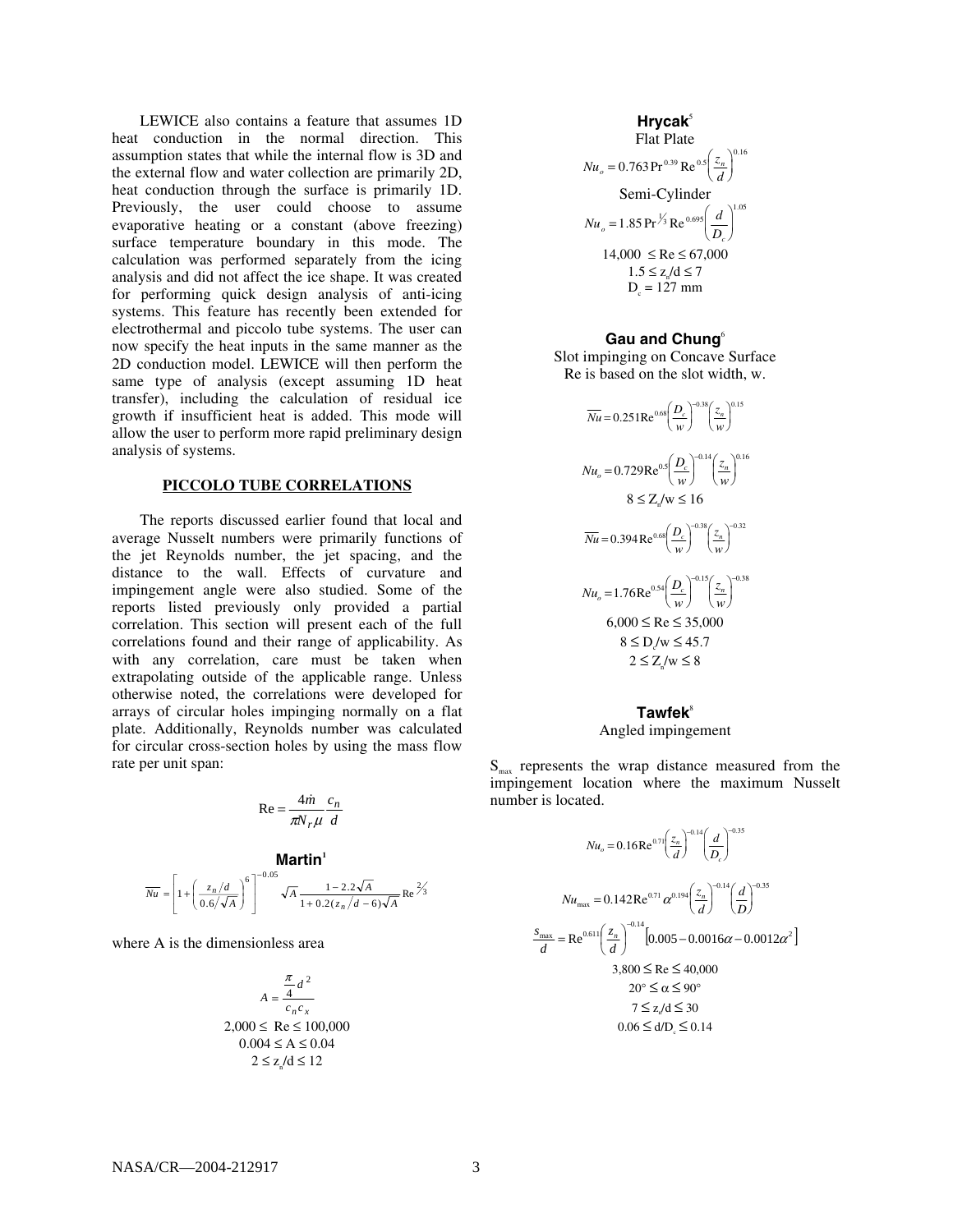LEWICE also contains a feature that assumes 1D heat conduction in the normal direction. This assumption states that while the internal flow is 3D and the external flow and water collection are primarily 2D, heat conduction through the surface is primarily 1D. Previously, the user could choose to assume evaporative heating or a constant (above freezing) surface temperature boundary in this mode. The calculation was performed separately from the icing analysis and did not affect the ice shape. It was created for performing quick design analysis of anti-icing systems. This feature has recently been extended for electrothermal and piccolo tube systems. The user can now specify the heat inputs in the same manner as the 2D conduction model. LEWICE will then perform the same type of analysis (except assuming 1D heat transfer), including the calculation of residual ice growth if insufficient heat is added. This mode will allow the user to perform more rapid preliminary design analysis of systems.

## PICCOLO TUBE CORRELATIONS

The reports discussed earlier found that local and average Nusselt numbers were primarily functions of the jet Reynolds number, the jet spacing, and the distance to the wall. Effects of curvature and impingement angle were also studied. Some of the reports listed previously only provided a partial correlation. This section will present each of the full correlations found and their range of applicability. As with any correlation, care must be taken when extrapolating outside of the applicable range. Unless otherwise noted, the correlations were developed for arrays of circular holes impinging normally on a flat plate. Additionally, Reynolds number was calculated for circular cross-section holes by using the mass flow rate per unit span:

$$\mathrm{Re} = \frac{4\dot{m}}{\pi N_r \mu}\frac{c_n}{d}$$

### Martin[1]

$$\overline{Nu} = \left[1 + \left(\frac{z_n/d}{0.6/\sqrt{A}}\right)^6\right]^{-0.05} \sqrt{A}\,\frac{1 - 2.2\sqrt{A}}{1 + 0.2(z_n/d - 6)\sqrt{A}}\mathrm{Re}^{2/3}$$

where A is the dimensionless area

$$A = \frac{\frac{\pi}{4}d^2}{c_n c_x}$$

$$2{,}000 \le \mathrm{Re} \le 100{,}000$$
$$0.004 \le A \le 0.04$$
$$2 \le z_n/d \le 12$$

### Hrycak[5]

Flat Plate

$$Nu_o = 0.763\,\mathrm{Pr}^{0.39}\,\mathrm{Re}^{0.5}\left(\frac{z_n}{d}\right)^{0.16}$$

Semi-Cylinder

$$Nu_o = 1.85\,\mathrm{Pr}^{1/3}\,\mathrm{Re}^{0.695}\left(\frac{d}{D_c}\right)^{1.05}$$

$$14{,}000 \le \mathrm{Re} \le 67{,}000$$
$$1.5 \le z_n/d \le 7$$
$$D_c = 127\text{ mm}$$

### Gau and Chung[6]

Slot impinging on Concave Surface

Re is based on the slot width, w.

$$\overline{Nu} = 0.251\mathrm{Re}^{0.68}\left(\frac{D_c}{w}\right)^{-0.38}\left(\frac{z_n}{w}\right)^{0.15}$$

$$Nu_o = 0.729\mathrm{Re}^{0.5}\left(\frac{D_c}{w}\right)^{-0.14}\left(\frac{z_n}{w}\right)^{0.16}$$

$$8 \le Z_n/w \le 16$$

$$\overline{Nu} = 0.394\mathrm{Re}^{0.68}\left(\frac{D_c}{w}\right)^{-0.38}\left(\frac{z_n}{w}\right)^{-0.32}$$

$$Nu_o = 1.76\mathrm{Re}^{0.54}\left(\frac{D_c}{w}\right)^{-0.15}\left(\frac{z_n}{w}\right)^{-0.38}$$

$$6{,}000 \le \mathrm{Re} \le 35{,}000$$
$$8 \le D_c/w \le 45.7$$
$$2 \le Z_n/w \le 8$$

### Tawfek[8]

Angled impingement

$S_{max}$ represents the wrap distance measured from the impingement location where the maximum Nusselt number is located.

$$Nu_o = 0.16\mathrm{Re}^{0.71}\left(\frac{z_n}{d}\right)^{-0.14}\left(\frac{d}{D_c}\right)^{-0.35}$$

$$Nu_{max} = 0.142\mathrm{Re}^{0.71}\alpha^{0.194}\left(\frac{z_n}{d}\right)^{-0.14}\left(\frac{d}{D}\right)^{-0.35}$$

$$\frac{s_{max}}{d} = \mathrm{Re}^{0.611}\left(\frac{z_n}{d}\right)^{-0.14}\left[0.005 - 0.0016\alpha - 0.0012\alpha^2\right]$$

$$3{,}800 \le \mathrm{Re} \le 40{,}000$$
$$20^\circ \le \alpha \le 90^\circ$$
$$7 \le z_n/d \le 30$$
$$0.06 \le d/D_c \le 0.14$$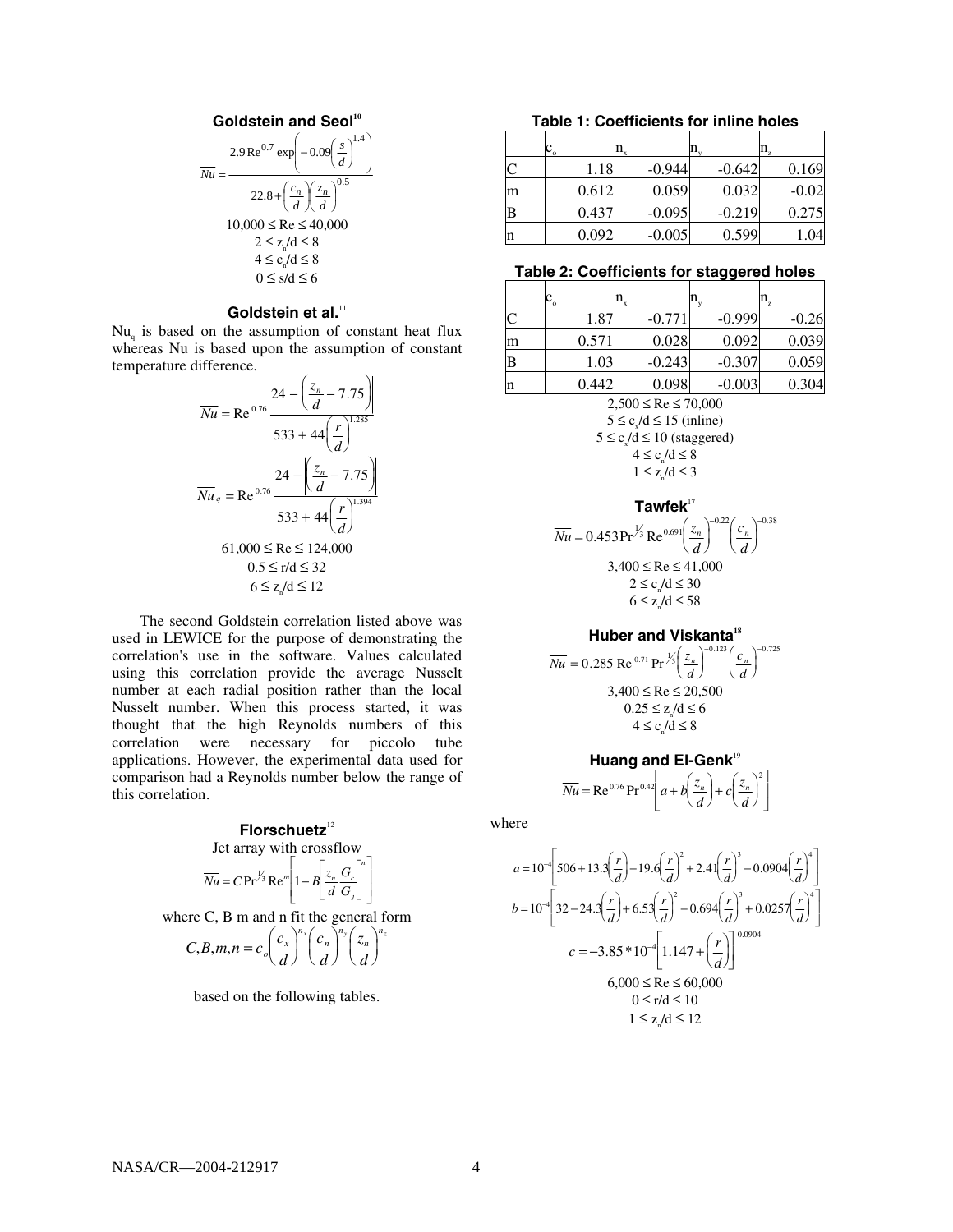### Goldstein and Seol[10]

$$\overline{Nu} = \frac{2.9\,\mathrm{Re}^{0.7}\exp\left(-0.09\left(\frac{s}{d}\right)^{1.4}\right)}{22.8+\left(\frac{c_n}{d}\right)\left(\frac{z_n}{d}\right)^{0.5}}$$

$$10{,}000 \le \mathrm{Re} \le 40{,}000$$
$$2 \le z_n/d \le 8$$
$$4 \le c_n/d \le 8$$
$$0 \le s/d \le 6$$

### Goldstein et al.[11]

$Nu_q$ is based on the assumption of constant heat flux whereas Nu is based upon the assumption of constant temperature difference.

$$\overline{Nu} = \mathrm{Re}^{0.76}\,\frac{24-\left|\left(\frac{z_n}{d}-7.75\right)\right|}{533+44\left(\frac{r}{d}\right)^{1.285}}$$

$$\overline{Nu}_q = \mathrm{Re}^{0.76}\,\frac{24-\left|\left(\frac{z_n}{d}-7.75\right)\right|}{533+44\left(\frac{r}{d}\right)^{1.394}}$$

$$61{,}000 \le \mathrm{Re} \le 124{,}000$$
$$0.5 \le r/d \le 32$$
$$6 \le z_n/d \le 12$$

The second Goldstein correlation listed above was used in LEWICE for the purpose of demonstrating the correlation's use in the software. Values calculated using this correlation provide the average Nusselt number at each radial position rather than the local Nusselt number. When this process started, it was thought that the high Reynolds numbers of this correlation were necessary for piccolo tube applications. However, the experimental data used for comparison had a Reynolds number below the range of this correlation.

### Florschuetz[12]

Jet array with crossflow

$$\overline{Nu} = C\,\mathrm{Pr}^{1/3}\,\mathrm{Re}^{m}\left[1-B\left[\frac{z_n}{d}\frac{G_c}{G_j}\right]^{n}\right]$$

where C, B m and n fit the general form

$$C,B,m,n = c_o\left(\frac{c_x}{d}\right)^{n_x}\left(\frac{c_n}{d}\right)^{n_y}\left(\frac{z_n}{d}\right)^{n_z}$$

based on the following tables.

**Table 1: Coefficients for inline holes**

| | $c_o$ | $n_x$ | $n_y$ | $n_z$ |
|---|---|---|---|---|
| C | 1.18 | -0.944 | -0.642 | 0.169 |
| m | 0.612 | 0.059 | 0.032 | -0.02 |
| B | 0.437 | -0.095 | -0.219 | 0.275 |
| n | 0.092 | -0.005 | 0.599 | 1.04 |

**Table 2: Coefficients for staggered holes**

| | $c_o$ | $n_x$ | $n_y$ | $n_z$ |
|---|---|---|---|---|
| C | 1.87 | -0.771 | -0.999 | -0.26 |
| m | 0.571 | 0.028 | 0.092 | 0.039 |
| B | 1.03 | -0.243 | -0.307 | 0.059 |
| n | 0.442 | 0.098 | -0.003 | 0.304 |

$$2{,}500 \le \mathrm{Re} \le 70{,}000$$
$$5 \le c_x/d \le 15 \text{ (inline)}$$
$$5 \le c_x/d \le 10 \text{ (staggered)}$$
$$4 \le c_n/d \le 8$$
$$1 \le z_n/d \le 3$$

### Tawfek[17]

$$\overline{Nu} = 0.453\,\mathrm{Pr}^{1/3}\,\mathrm{Re}^{0.691}\left(\frac{z_n}{d}\right)^{-0.22}\left(\frac{c_n}{d}\right)^{-0.38}$$

$$3{,}400 \le \mathrm{Re} \le 41{,}000$$
$$2 \le c_n/d \le 30$$
$$6 \le z_n/d \le 58$$

### Huber and Viskanta[18]

$$\overline{Nu} = 0.285\,\mathrm{Re}^{0.71}\,\mathrm{Pr}^{1/3}\left(\frac{z_n}{d}\right)^{-0.123}\left(\frac{c_n}{d}\right)^{-0.725}$$

$$3{,}400 \le \mathrm{Re} \le 20{,}500$$
$$0.25 \le z_n/d \le 6$$
$$4 \le c_n/d \le 8$$

### Huang and El-Genk[19]

$$\overline{Nu} = \mathrm{Re}^{0.76}\,\mathrm{Pr}^{0.42}\left[a+b\left(\frac{z_n}{d}\right)+c\left(\frac{z_n}{d}\right)^{2}\right]$$

where

$$a = 10^{-4}\left[506+13.3\left(\frac{r}{d}\right)-19.6\left(\frac{r}{d}\right)^{2}+2.41\left(\frac{r}{d}\right)^{3}-0.0904\left(\frac{r}{d}\right)^{4}\right]$$

$$b = 10^{-4}\left[32-24.3\left(\frac{r}{d}\right)+6.53\left(\frac{r}{d}\right)^{2}-0.694\left(\frac{r}{d}\right)^{3}+0.0257\left(\frac{r}{d}\right)^{4}\right]$$

$$c = -3.85*10^{-4}\left[1.147+\left(\frac{r}{d}\right)\right]^{-0.0904}$$

$$6{,}000 \le \mathrm{Re} \le 60{,}000$$
$$0 \le r/d \le 10$$
$$1 \le z_n/d \le 12$$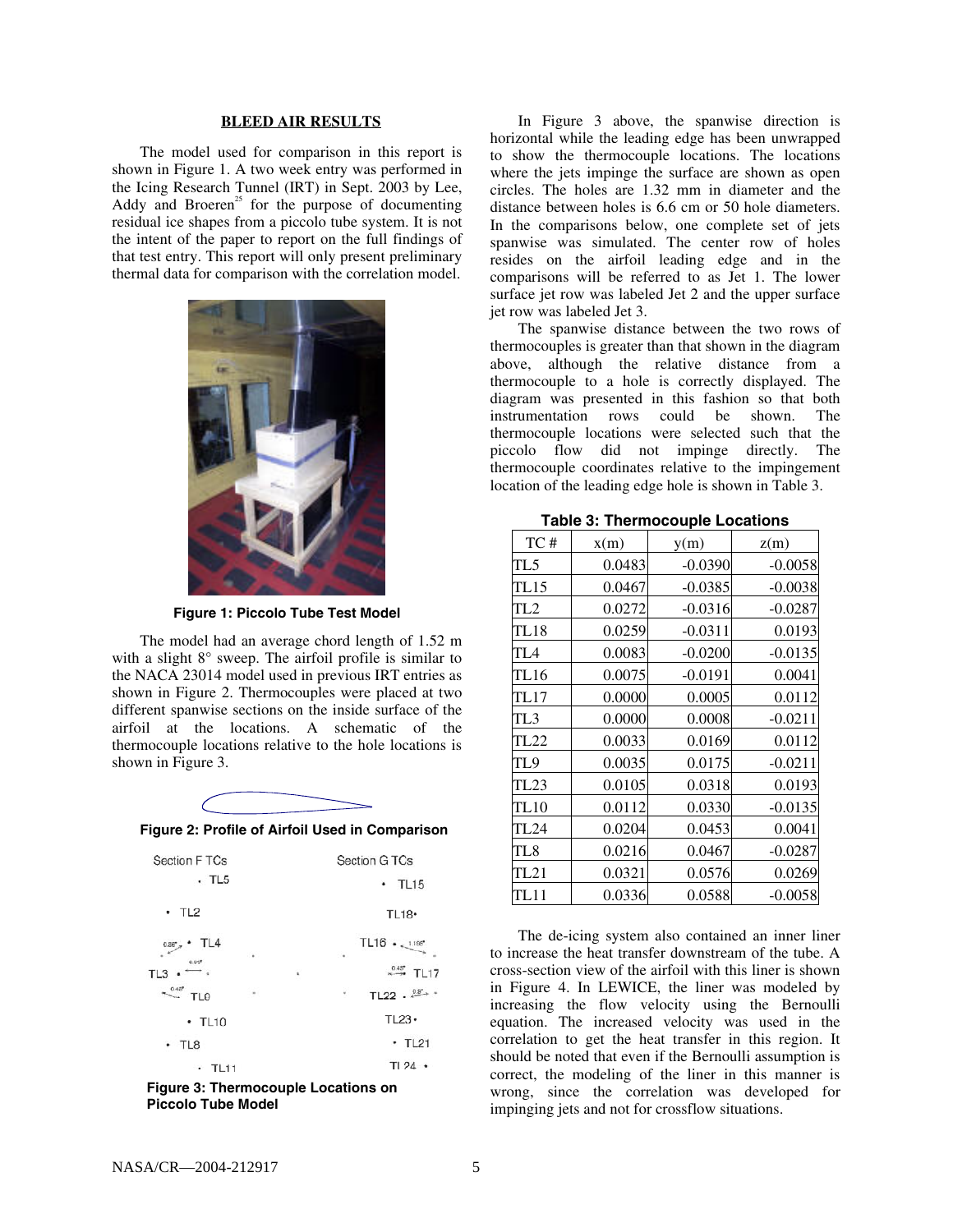## BLEED AIR RESULTS

The model used for comparison in this report is shown in Figure 1. A two week entry was performed in the Icing Research Tunnel (IRT) in Sept. 2003 by Lee, Addy and Broeren[25] for the purpose of documenting residual ice shapes from a piccolo tube system. It is not the intent of the paper to report on the full findings of that test entry. This report will only present preliminary thermal data for comparison with the correlation model.

**Figure 1: Piccolo Tube Test Model**

The model had an average chord length of 1.52 m with a slight 8° sweep. The airfoil profile is similar to the NACA 23014 model used in previous IRT entries as shown in Figure 2. Thermocouples were placed at two different spanwise sections on the inside surface of the airfoil at the locations. A schematic of the thermocouple locations relative to the hole locations is shown in Figure 3.

**Figure 2: Profile of Airfoil Used in Comparison**

**Figure 3: Thermocouple Locations on Piccolo Tube Model**

In Figure 3 above, the spanwise direction is horizontal while the leading edge has been unwrapped to show the thermocouple locations. The locations where the jets impinge the surface are shown as open circles. The holes are 1.32 mm in diameter and the distance between holes is 6.6 cm or 50 hole diameters. In the comparisons below, one complete set of jets spanwise was simulated. The center row of holes resides on the airfoil leading edge and in the comparisons will be referred to as Jet 1. The lower surface jet row was labeled Jet 2 and the upper surface jet row was labeled Jet 3.

The spanwise distance between the two rows of thermocouples is greater than that shown in the diagram above, although the relative distance from a thermocouple to a hole is correctly displayed. The diagram was presented in this fashion so that both instrumentation rows could be shown. The thermocouple locations were selected such that the piccolo flow did not impinge directly. The thermocouple coordinates relative to the impingement location of the leading edge hole is shown in Table 3.

**Table 3: Thermocouple Locations**

| TC # | x(m) | y(m) | z(m) |
|---|---|---|---|
| TL5 | 0.0483 | -0.0390 | -0.0058 |
| TL15 | 0.0467 | -0.0385 | -0.0038 |
| TL2 | 0.0272 | -0.0316 | -0.0287 |
| TL18 | 0.0259 | -0.0311 | 0.0193 |
| TL4 | 0.0083 | -0.0200 | -0.0135 |
| TL16 | 0.0075 | -0.0191 | 0.0041 |
| TL17 | 0.0000 | 0.0005 | 0.0112 |
| TL3 | 0.0000 | 0.0008 | -0.0211 |
| TL22 | 0.0033 | 0.0169 | 0.0112 |
| TL9 | 0.0035 | 0.0175 | -0.0211 |
| TL23 | 0.0105 | 0.0318 | 0.0193 |
| TL10 | 0.0112 | 0.0330 | -0.0135 |
| TL24 | 0.0204 | 0.0453 | 0.0041 |
| TL8 | 0.0216 | 0.0467 | -0.0287 |
| TL21 | 0.0321 | 0.0576 | 0.0269 |
| TL11 | 0.0336 | 0.0588 | -0.0058 |

The de-icing system also contained an inner liner to increase the heat transfer downstream of the tube. A cross-section view of the airfoil with this liner is shown in Figure 4. In LEWICE, the liner was modeled by increasing the flow velocity using the Bernoulli equation. The increased velocity was used in the correlation to get the heat transfer in this region. It should be noted that even if the Bernoulli assumption is correct, the modeling of the liner in this manner is wrong, since the correlation was developed for impinging jets and not for crossflow situations.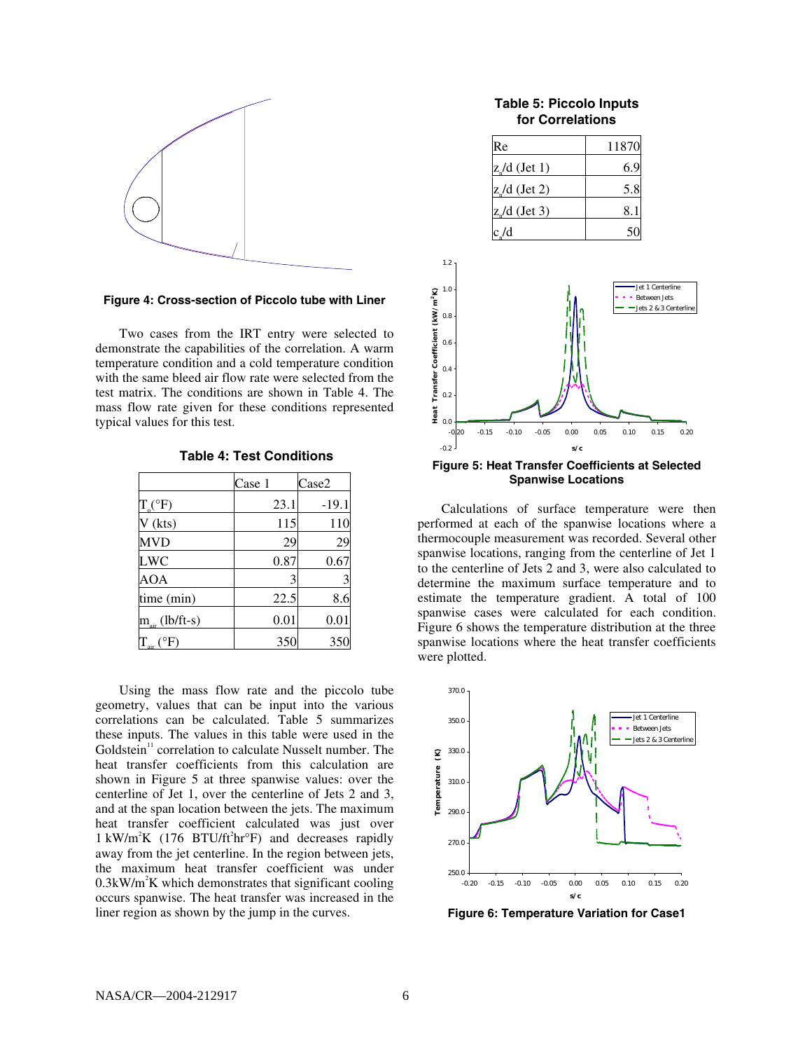**Figure 4: Cross-section of Piccolo tube with Liner**

Two cases from the IRT entry were selected to demonstrate the capabilities of the correlation. A warm temperature condition and a cold temperature condition with the same bleed air flow rate were selected from the test matrix. The conditions are shown in Table 4. The mass flow rate given for these conditions represented typical values for this test.

**Table 4: Test Conditions**

| | Case 1 | Case2 |
|---|---|---|
| $T_o$(°F) | 23.1 | -19.1 |
| V (kts) | 115 | 110 |
| MVD | 29 | 29 |
| LWC | 0.87 | 0.67 |
| AOA | 3 | 3 |
| time (min) | 22.5 | 8.6 |
| $m_{air}$ (lb/ft-s) | 0.01 | 0.01 |
| $T_{air}$ (°F) | 350 | 350 |

Using the mass flow rate and the piccolo tube geometry, values that can be input into the various correlations can be calculated. Table 5 summarizes these inputs. The values in this table were used in the Goldstein[11] correlation to calculate Nusselt number. The heat transfer coefficients from this calculation are shown in Figure 5 at three spanwise values: over the centerline of Jet 1, over the centerline of Jets 2 and 3, and at the span location between the jets. The maximum heat transfer coefficient calculated was just over 1 kW/m$^2$K (176 BTU/ft$^2$hr°F) and decreases rapidly away from the jet centerline. In the region between jets, the maximum heat transfer coefficient was under 0.3kW/m$^2$K which demonstrates that significant cooling occurs spanwise. The heat transfer was increased in the liner region as shown by the jump in the curves.

**Table 5: Piccolo Inputs for Correlations**

| | |
|---|---|
| Re | 11870 |
| $z_n$/d (Jet 1) | 6.9 |
| $z_n$/d (Jet 2) | 5.8 |
| $z_n$/d (Jet 3) | 8.1 |
| $c_n$/d | 50 |

**Figure 5: Heat Transfer Coefficients at Selected Spanwise Locations**

Calculations of surface temperature were then performed at each of the spanwise locations where a thermocouple measurement was recorded. Several other spanwise locations, ranging from the centerline of Jet 1 to the centerline of Jets 2 and 3, were also calculated to determine the maximum surface temperature and to estimate the temperature gradient. A total of 100 spanwise cases were calculated for each condition. Figure 6 shows the temperature distribution at the three spanwise locations where the heat transfer coefficients were plotted.

**Figure 6: Temperature Variation for Case1**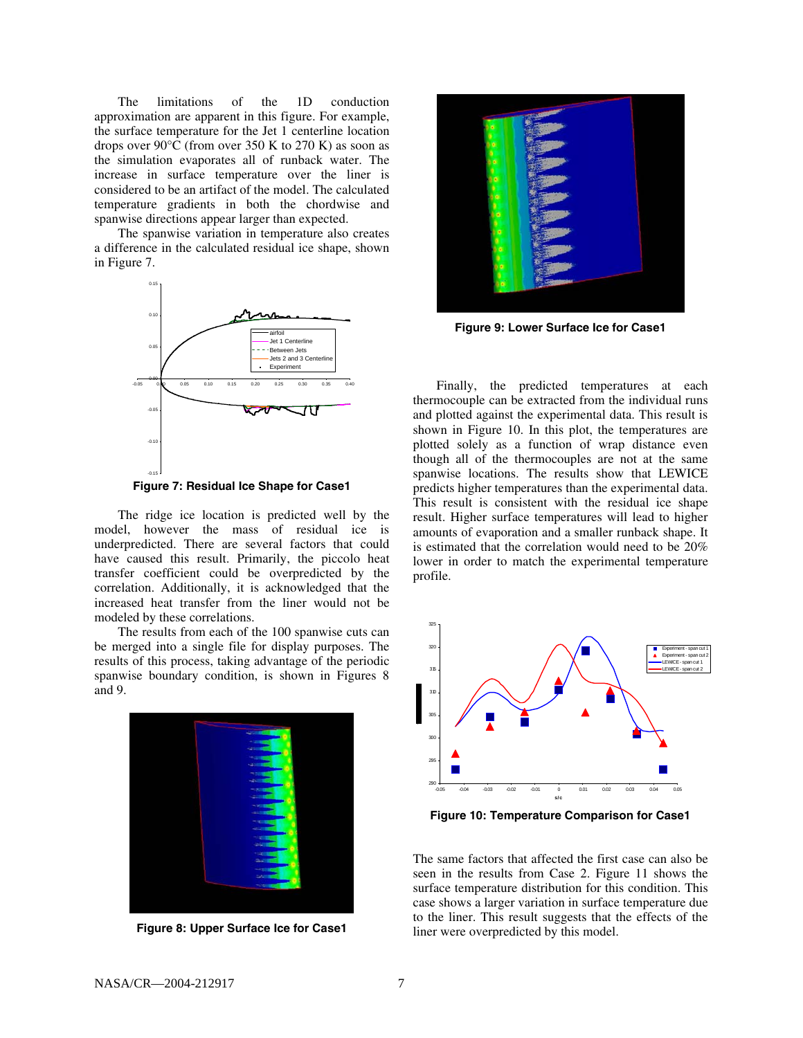The limitations of the 1D conduction approximation are apparent in this figure. For example, the surface temperature for the Jet 1 centerline location drops over 90°C (from over 350 K to 270 K) as soon as the simulation evaporates all of runback water. The increase in surface temperature over the liner is considered to be an artifact of the model. The calculated temperature gradients in both the chordwise and spanwise directions appear larger than expected.

The spanwise variation in temperature also creates a difference in the calculated residual ice shape, shown in Figure 7.

**Figure 7: Residual Ice Shape for Case1**

The ridge ice location is predicted well by the model, however the mass of residual ice is underpredicted. There are several factors that could have caused this result. Primarily, the piccolo heat transfer coefficient could be overpredicted by the correlation. Additionally, it is acknowledged that the increased heat transfer from the liner would not be modeled by these correlations.

The results from each of the 100 spanwise cuts can be merged into a single file for display purposes. The results of this process, taking advantage of the periodic spanwise boundary condition, is shown in Figures 8 and 9.

**Figure 8: Upper Surface Ice for Case1**

**Figure 9: Lower Surface Ice for Case1**

Finally, the predicted temperatures at each thermocouple can be extracted from the individual runs and plotted against the experimental data. This result is shown in Figure 10. In this plot, the temperatures are plotted solely as a function of wrap distance even though all of the thermocouples are not at the same spanwise locations. The results show that LEWICE predicts higher temperatures than the experimental data. This result is consistent with the residual ice shape result. Higher surface temperatures will lead to higher amounts of evaporation and a smaller runback shape. It is estimated that the correlation would need to be 20% lower in order to match the experimental temperature profile.

**Figure 10: Temperature Comparison for Case1**

The same factors that affected the first case can also be seen in the results from Case 2. Figure 11 shows the surface temperature distribution for this condition. This case shows a larger variation in surface temperature due to the liner. This result suggests that the effects of the liner were overpredicted by this model.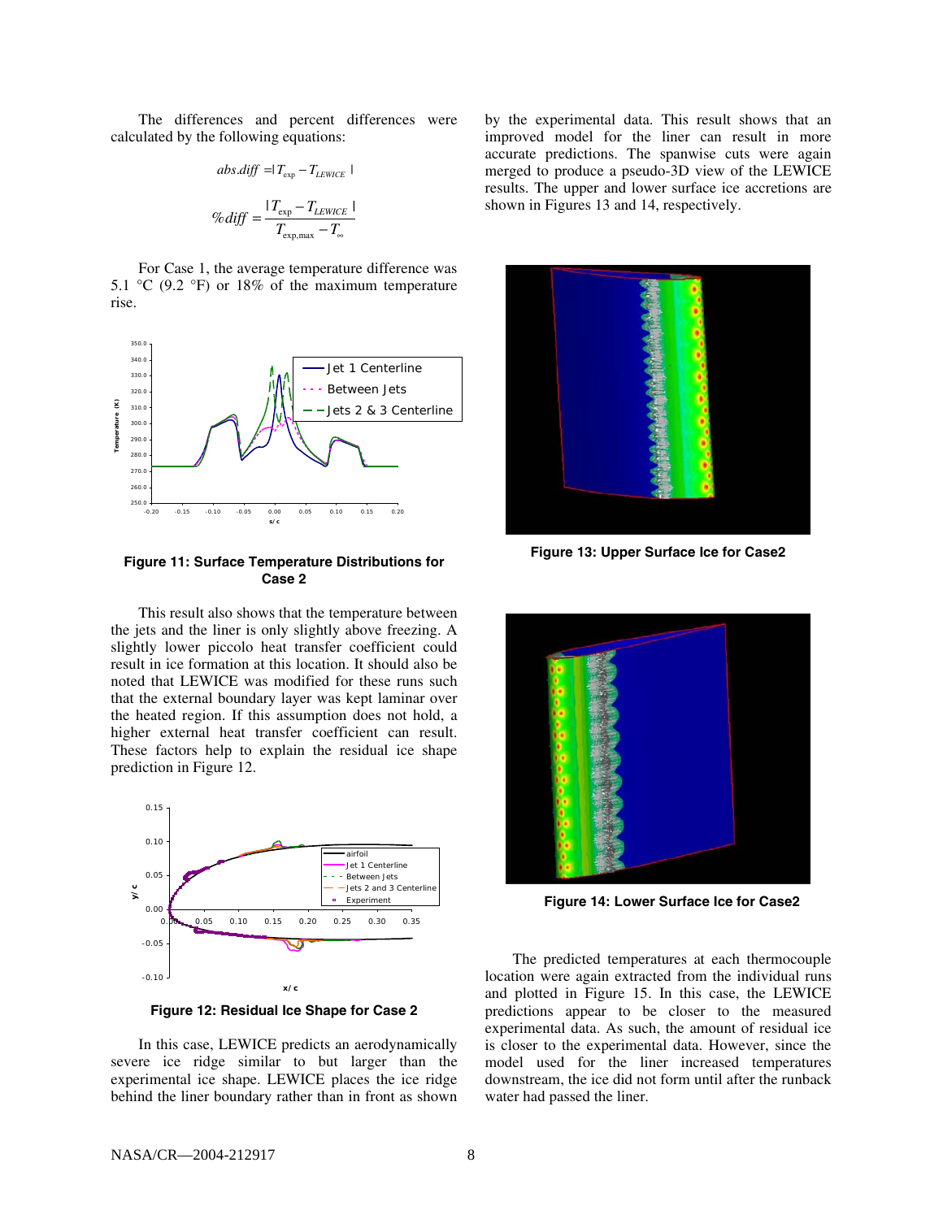The differences and percent differences were calculated by the following equations:

$$abs.diff = |T_{\exp} - T_{LEWICE}|$$

$$\%diff = \frac{|T_{\exp} - T_{LEWICE}|}{T_{\exp,\max} - T_{\infty}}$$

For Case 1, the average temperature difference was 5.1 °C (9.2 °F) or 18% of the maximum temperature rise.

Figure 11: Surface Temperature Distributions for Case 2

This result also shows that the temperature between the jets and the liner is only slightly above freezing. A slightly lower piccolo heat transfer coefficient could result in ice formation at this location. It should also be noted that LEWICE was modified for these runs such that the external boundary layer was kept laminar over the heated region. If this assumption does not hold, a higher external heat transfer coefficient can result. These factors help to explain the residual ice shape prediction in Figure 12.

Figure 12: Residual Ice Shape for Case 2

In this case, LEWICE predicts an aerodynamically severe ice ridge similar to but larger than the experimental ice shape. LEWICE places the ice ridge behind the liner boundary rather than in front as shown by the experimental data. This result shows that an improved model for the liner can result in more accurate predictions. The spanwise cuts were again merged to produce a pseudo-3D view of the LEWICE results. The upper and lower surface ice accretions are shown in Figures 13 and 14, respectively.

Figure 13: Upper Surface Ice for Case2

Figure 14: Lower Surface Ice for Case2

The predicted temperatures at each thermocouple location were again extracted from the individual runs and plotted in Figure 15. In this case, the LEWICE predictions appear to be closer to the measured experimental data. As such, the amount of residual ice is closer to the experimental data. However, since the model used for the liner increased temperatures downstream, the ice did not form until after the runback water had passed the liner.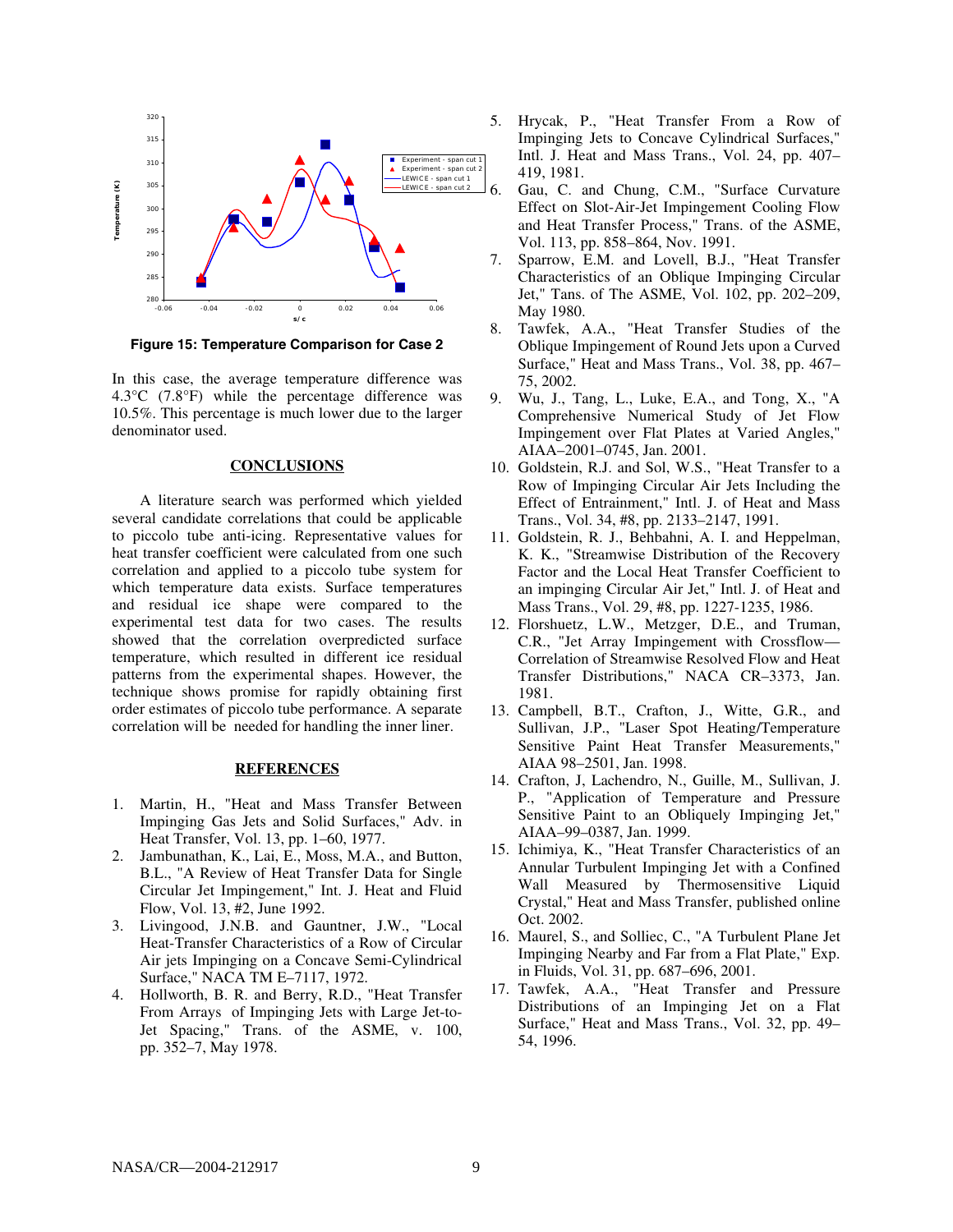Figure 15: Temperature Comparison for Case 2

In this case, the average temperature difference was 4.3°C (7.8°F) while the percentage difference was 10.5%. This percentage is much lower due to the larger denominator used.

## CONCLUSIONS

A literature search was performed which yielded several candidate correlations that could be applicable to piccolo tube anti-icing. Representative values for heat transfer coefficient were calculated from one such correlation and applied to a piccolo tube system for which temperature data exists. Surface temperatures and residual ice shape were compared to the experimental test data for two cases. The results showed that the correlation overpredicted surface temperature, which resulted in different ice residual patterns from the experimental shapes. However, the technique shows promise for rapidly obtaining first order estimates of piccolo tube performance. A separate correlation will be needed for handling the inner liner.

## REFERENCES

1. Martin, H., "Heat and Mass Transfer Between Impinging Gas Jets and Solid Surfaces," Adv. in Heat Transfer, Vol. 13, pp. 1–60, 1977.
2. Jambunathan, K., Lai, E., Moss, M.A., and Button, B.L., "A Review of Heat Transfer Data for Single Circular Jet Impingement," Int. J. Heat and Fluid Flow, Vol. 13, #2, June 1992.
3. Livingood, J.N.B. and Gauntner, J.W., "Local Heat-Transfer Characteristics of a Row of Circular Air jets Impinging on a Concave Semi-Cylindrical Surface," NACA TM E–7117, 1972.
4. Hollworth, B. R. and Berry, R.D., "Heat Transfer From Arrays of Impinging Jets with Large Jet-to-Jet Spacing," Trans. of the ASME, v. 100, pp. 352–7, May 1978.
5. Hrycak, P., "Heat Transfer From a Row of Impinging Jets to Concave Cylindrical Surfaces," Intl. J. Heat and Mass Trans., Vol. 24, pp. 407–419, 1981.
6. Gau, C. and Chung, C.M., "Surface Curvature Effect on Slot-Air-Jet Impingement Cooling Flow and Heat Transfer Process," Trans. of the ASME, Vol. 113, pp. 858–864, Nov. 1991.
7. Sparrow, E.M. and Lovell, B.J., "Heat Transfer Characteristics of an Oblique Impinging Circular Jet," Tans. of The ASME, Vol. 102, pp. 202–209, May 1980.
8. Tawfek, A.A., "Heat Transfer Studies of the Oblique Impingement of Round Jets upon a Curved Surface," Heat and Mass Trans., Vol. 38, pp. 467–75, 2002.
9. Wu, J., Tang, L., Luke, E.A., and Tong, X., "A Comprehensive Numerical Study of Jet Flow Impingement over Flat Plates at Varied Angles," AIAA–2001–0745, Jan. 2001.
10. Goldstein, R.J. and Sol, W.S., "Heat Transfer to a Row of Impinging Circular Air Jets Including the Effect of Entrainment," Intl. J. of Heat and Mass Trans., Vol. 34, #8, pp. 2133–2147, 1991.
11. Goldstein, R. J., Behbahni, A. I. and Heppelman, K. K., "Streamwise Distribution of the Recovery Factor and the Local Heat Transfer Coefficient to an impinging Circular Air Jet," Intl. J. of Heat and Mass Trans., Vol. 29, #8, pp. 1227-1235, 1986.
12. Florshuetz, L.W., Metzger, D.E., and Truman, C.R., "Jet Array Impingement with Crossflow—Correlation of Streamwise Resolved Flow and Heat Transfer Distributions," NACA CR–3373, Jan. 1981.
13. Campbell, B.T., Crafton, J., Witte, G.R., and Sullivan, J.P., "Laser Spot Heating/Temperature Sensitive Paint Heat Transfer Measurements," AIAA 98–2501, Jan. 1998.
14. Crafton, J, Lachendro, N., Guille, M., Sullivan, J. P., "Application of Temperature and Pressure Sensitive Paint to an Obliquely Impinging Jet," AIAA–99–0387, Jan. 1999.
15. Ichimiya, K., "Heat Transfer Characteristics of an Annular Turbulent Impinging Jet with a Confined Wall Measured by Thermosensitive Liquid Crystal," Heat and Mass Transfer, published online Oct. 2002.
16. Maurel, S., and Solliec, C., "A Turbulent Plane Jet Impinging Nearby and Far from a Flat Plate," Exp. in Fluids, Vol. 31, pp. 687–696, 2001.
17. Tawfek, A.A., "Heat Transfer and Pressure Distributions of an Impinging Jet on a Flat Surface," Heat and Mass Trans., Vol. 32, pp. 49–54, 1996.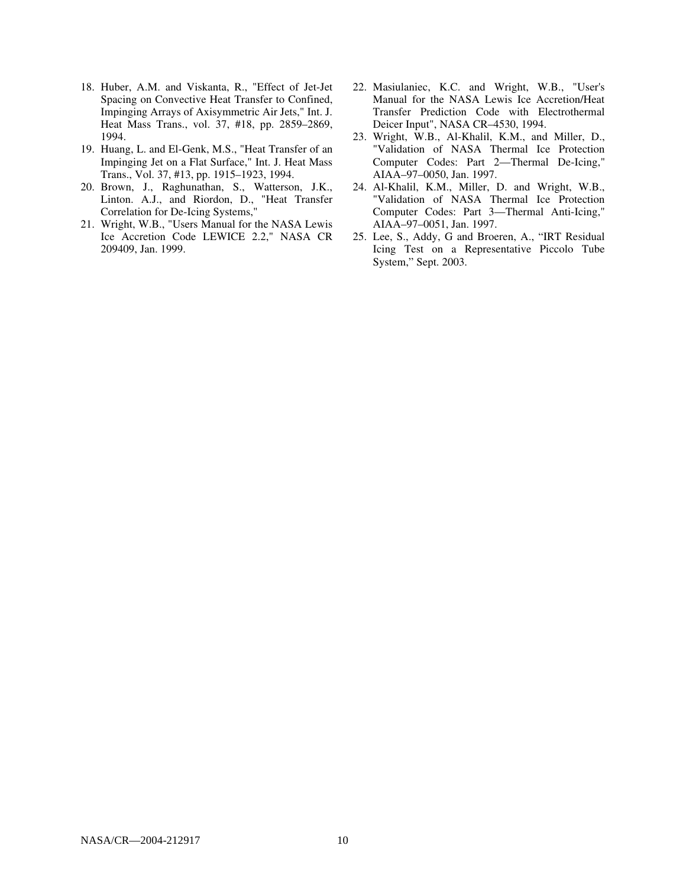18. Huber, A.M. and Viskanta, R., "Effect of Jet-Jet Spacing on Convective Heat Transfer to Confined, Impinging Arrays of Axisymmetric Air Jets," Int. J. Heat Mass Trans., vol. 37, #18, pp. 2859–2869, 1994.
19. Huang, L. and El-Genk, M.S., "Heat Transfer of an Impinging Jet on a Flat Surface," Int. J. Heat Mass Trans., Vol. 37, #13, pp. 1915–1923, 1994.
20. Brown, J., Raghunathan, S., Watterson, J.K., Linton. A.J., and Riordon, D., "Heat Transfer Correlation for De-Icing Systems,"
21. Wright, W.B., "Users Manual for the NASA Lewis Ice Accretion Code LEWICE 2.2," NASA CR 209409, Jan. 1999.
22. Masiulaniec, K.C. and Wright, W.B., "User's Manual for the NASA Lewis Ice Accretion/Heat Transfer Prediction Code with Electrothermal Deicer Input", NASA CR–4530, 1994.
23. Wright, W.B., Al-Khalil, K.M., and Miller, D., "Validation of NASA Thermal Ice Protection Computer Codes: Part 2—Thermal De-Icing," AIAA–97–0050, Jan. 1997.
24. Al-Khalil, K.M., Miller, D. and Wright, W.B., "Validation of NASA Thermal Ice Protection Computer Codes: Part 3—Thermal Anti-Icing," AIAA–97–0051, Jan. 1997.
25. Lee, S., Addy, G and Broeren, A., "IRT Residual Icing Test on a Representative Piccolo Tube System," Sept. 2003.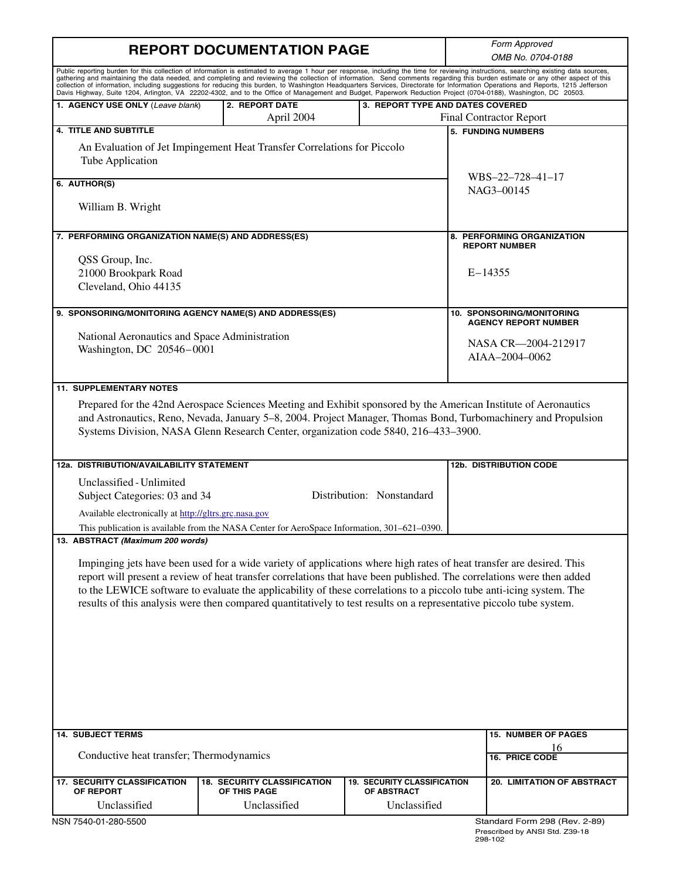# REPORT DOCUMENTATION PAGE

*Form Approved*
*OMB No. 0704-0188*

Public reporting burden for this collection of information is estimated to average 1 hour per response, including the time for reviewing instructions, searching existing data sources, gathering and maintaining the data needed, and completing and reviewing the collection of information. Send comments regarding this burden estimate or any other aspect of this collection of information, including suggestions for reducing this burden, to Washington Headquarters Services, Directorate for Information Operations and Reports, 1215 Jefferson Davis Highway, Suite 1204, Arlington, VA 22202-4302, and to the Office of Management and Budget, Paperwork Reduction Project (0704-0188), Washington, DC 20503.

| 1. AGENCY USE ONLY (*Leave blank*) | 2. REPORT DATE | 3. REPORT TYPE AND DATES COVERED |
|---|---|---|
| | April 2004 | Final Contractor Report |

**4. TITLE AND SUBTITLE**

An Evaluation of Jet Impingement Heat Transfer Correlations for Piccolo Tube Application

**5. FUNDING NUMBERS**

WBS–22–728–41–17
NAG3–00145

**6. AUTHOR(S)**

William B. Wright

**7. PERFORMING ORGANIZATION NAME(S) AND ADDRESS(ES)**

QSS Group, Inc.
21000 Brookpark Road
Cleveland, Ohio 44135

**8. PERFORMING ORGANIZATION REPORT NUMBER**

E–14355

**9. SPONSORING/MONITORING AGENCY NAME(S) AND ADDRESS(ES)**

National Aeronautics and Space Administration
Washington, DC 20546–0001

**10. SPONSORING/MONITORING AGENCY REPORT NUMBER**

NASA CR—2004-212917
AIAA–2004–0062

**11. SUPPLEMENTARY NOTES**

Prepared for the 42nd Aerospace Sciences Meeting and Exhibit sponsored by the American Institute of Aeronautics and Astronautics, Reno, Nevada, January 5–8, 2004. Project Manager, Thomas Bond, Turbomachinery and Propulsion Systems Division, NASA Glenn Research Center, organization code 5840, 216–433–3900.

**12a. DISTRIBUTION/AVAILABILITY STATEMENT**

Unclassified - Unlimited
Subject Categories: 03 and 34 Distribution: Nonstandard

Available electronically at http://gltrs.grc.nasa.gov

This publication is available from the NASA Center for AeroSpace Information, 301–621–0390.

**12b. DISTRIBUTION CODE**

**13. ABSTRACT (*Maximum 200 words*)**

Impinging jets have been used for a wide variety of applications where high rates of heat transfer are desired. This report will present a review of heat transfer correlations that have been published. The correlations were then added to the LEWICE software to evaluate the applicability of these correlations to a piccolo tube anti-icing system. The results of this analysis were then compared quantitatively to test results on a representative piccolo tube system.

**14. SUBJECT TERMS**

Conductive heat transfer; Thermodynamics

**15. NUMBER OF PAGES**

16

**16. PRICE CODE**

| 17. SECURITY CLASSIFICATION OF REPORT | 18. SECURITY CLASSIFICATION OF THIS PAGE | 19. SECURITY CLASSIFICATION OF ABSTRACT | 20. LIMITATION OF ABSTRACT |
|---|---|---|---|
| Unclassified | Unclassified | Unclassified | |

NSN 7540-01-280-5500

Standard Form 298 (Rev. 2-89)
Prescribed by ANSI Std. Z39-18
298-102